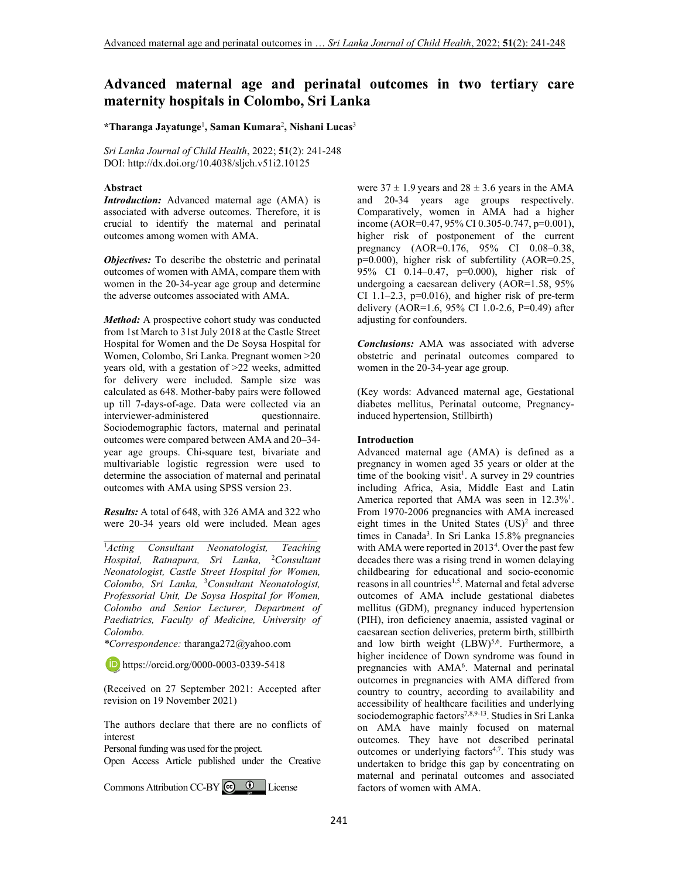# Advanced maternal age and perinatal outcomes in two tertiary care maternity hospitals in Colombo, Sri Lanka

**\*Tharanga Jayatunge**[1], **Saman Kumara**[2], **Nishani Lucas**[3]

*Sri Lanka Journal of Child Health*, 2022; **51**(2): 241-248
DOI: http://dx.doi.org/10.4038/sljch.v51i2.10125

### Abstract

***Introduction:*** Advanced maternal age (AMA) is associated with adverse outcomes. Therefore, it is crucial to identify the maternal and perinatal outcomes among women with AMA.

***Objectives:*** To describe the obstetric and perinatal outcomes of women with AMA, compare them with women in the 20-34-year age group and determine the adverse outcomes associated with AMA.

***Method:*** A prospective cohort study was conducted from 1st March to 31st July 2018 at the Castle Street Hospital for Women and the De Soysa Hospital for Women, Colombo, Sri Lanka. Pregnant women >20 years old, with a gestation of >22 weeks, admitted for delivery were included. Sample size was calculated as 648. Mother-baby pairs were followed up till 7-days-of-age. Data were collected via an interviewer-administered questionnaire. Sociodemographic factors, maternal and perinatal outcomes were compared between AMA and 20–34-year age groups. Chi-square test, bivariate and multivariable logistic regression were used to determine the association of maternal and perinatal outcomes with AMA using SPSS version 23.

***Results:*** A total of 648, with 326 AMA and 322 who were 20-34 years old were included. Mean ages were $37 \pm 1.9$ years and $28 \pm 3.6$ years in the AMA and 20-34 years age groups respectively. Comparatively, women in AMA had a higher income (AOR=0.47, 95% CI 0.305-0.747, p=0.001), higher risk of postponement of the current pregnancy (AOR=0.176, 95% CI 0.08–0.38, p=0.000), higher risk of subfertility (AOR=0.25, 95% CI 0.14–0.47, p=0.000), higher risk of undergoing a caesarean delivery (AOR=1.58, 95% CI 1.1–2.3, p=0.016), and higher risk of pre-term delivery (AOR=1.6, 95% CI 1.0-2.6, P=0.49) after adjusting for confounders.

***Conclusions:*** AMA was associated with adverse obstetric and perinatal outcomes compared to women in the 20-34-year age group.

(Key words: Advanced maternal age, Gestational diabetes mellitus, Perinatal outcome, Pregnancy-induced hypertension, Stillbirth)

---

[1]*Acting Consultant Neonatologist, Teaching Hospital, Ratnapura, Sri Lanka,* [2]*Consultant Neonatologist, Castle Street Hospital for Women, Colombo, Sri Lanka,* [3]*Consultant Neonatologist, Professorial Unit, De Soysa Hospital for Women, Colombo and Senior Lecturer, Department of Paediatrics, Faculty of Medicine, University of Colombo.*

*\*Correspondence:* tharanga272@yahoo.com

https://orcid.org/0000-0003-0339-5418

(Received on 27 September 2021: Accepted after revision on 19 November 2021)

The authors declare that there are no conflicts of interest

Personal funding was used for the project.

Open Access Article published under the Creative Commons Attribution CC-BY License

### Introduction

Advanced maternal age (AMA) is defined as a pregnancy in women aged 35 years or older at the time of the booking visit[1]. A survey in 29 countries including Africa, Asia, Middle East and Latin America reported that AMA was seen in 12.3%[1]. From 1970-2006 pregnancies with AMA increased eight times in the United States (US)[2] and three times in Canada[3]. In Sri Lanka 15.8% pregnancies with AMA were reported in 2013[4]. Over the past few decades there was a rising trend in women delaying childbearing for educational and socio-economic reasons in all countries[1,5]. Maternal and fetal adverse outcomes of AMA include gestational diabetes mellitus (GDM), pregnancy induced hypertension (PIH), iron deficiency anaemia, assisted vaginal or caesarean section deliveries, preterm birth, stillbirth and low birth weight (LBW)[5,6]. Furthermore, a higher incidence of Down syndrome was found in pregnancies with AMA[6]. Maternal and perinatal outcomes in pregnancies with AMA differed from country to country, according to availability and accessibility of healthcare facilities and underlying sociodemographic factors[7,8,9-13]. Studies in Sri Lanka on AMA have mainly focused on maternal outcomes. They have not described perinatal outcomes or underlying factors[4,7]. This study was undertaken to bridge this gap by concentrating on maternal and perinatal outcomes and associated factors of women with AMA.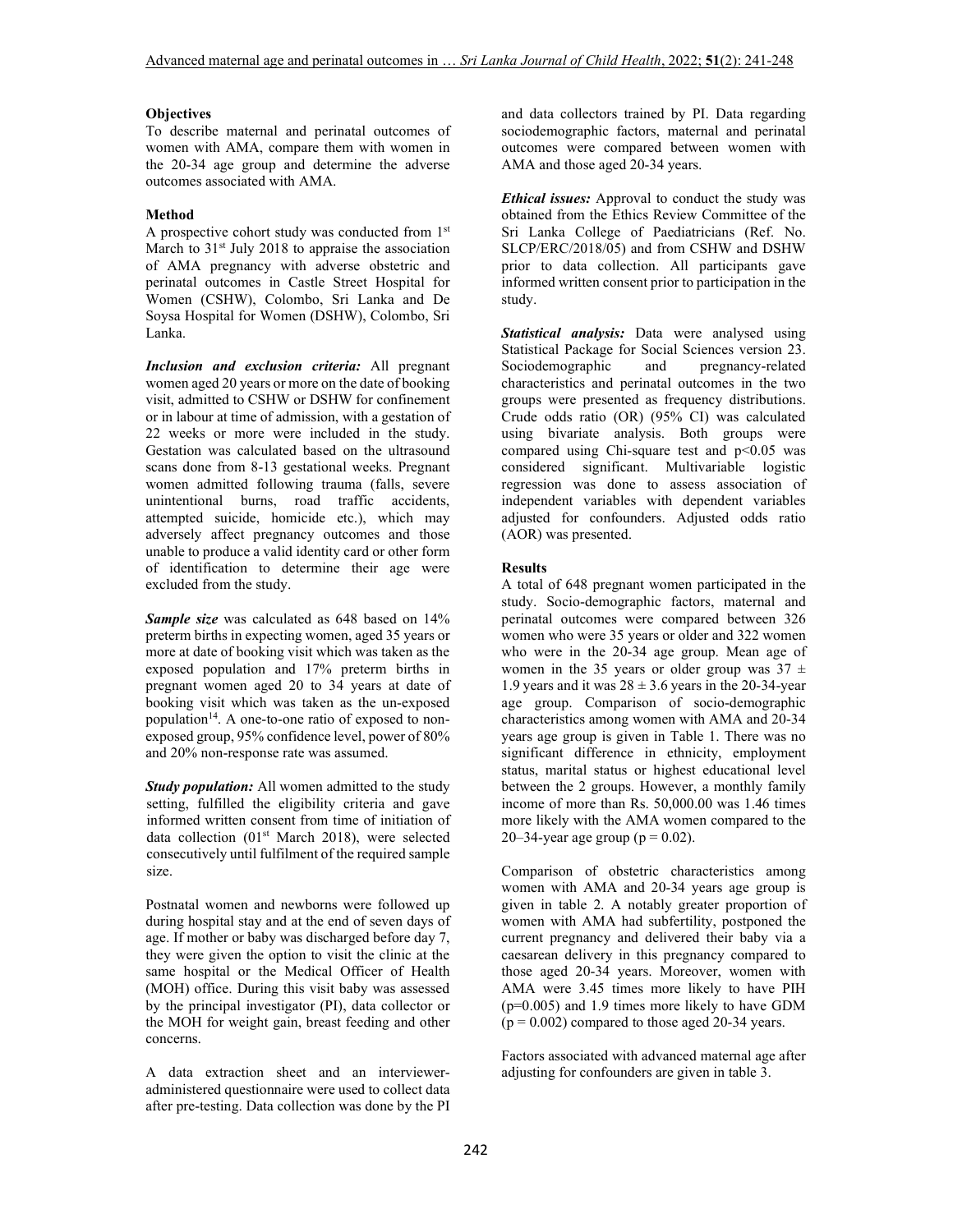### Objectives

To describe maternal and perinatal outcomes of women with AMA, compare them with women in the 20-34 age group and determine the adverse outcomes associated with AMA.

### Method

A prospective cohort study was conducted from 1st March to 31st July 2018 to appraise the association of AMA pregnancy with adverse obstetric and perinatal outcomes in Castle Street Hospital for Women (CSHW), Colombo, Sri Lanka and De Soysa Hospital for Women (DSHW), Colombo, Sri Lanka.

***Inclusion and exclusion criteria:*** All pregnant women aged 20 years or more on the date of booking visit, admitted to CSHW or DSHW for confinement or in labour at time of admission, with a gestation of 22 weeks or more were included in the study. Gestation was calculated based on the ultrasound scans done from 8-13 gestational weeks. Pregnant women admitted following trauma (falls, severe unintentional burns, road traffic accidents, attempted suicide, homicide etc.), which may adversely affect pregnancy outcomes and those unable to produce a valid identity card or other form of identification to determine their age were excluded from the study.

***Sample size*** was calculated as 648 based on 14% preterm births in expecting women, aged 35 years or more at date of booking visit which was taken as the exposed population and 17% preterm births in pregnant women aged 20 to 34 years at date of booking visit which was taken as the un-exposed population[14]. A one-to-one ratio of exposed to non-exposed group, 95% confidence level, power of 80% and 20% non-response rate was assumed.

***Study population:*** All women admitted to the study setting, fulfilled the eligibility criteria and gave informed written consent from time of initiation of data collection (01st March 2018), were selected consecutively until fulfilment of the required sample size.

Postnatal women and newborns were followed up during hospital stay and at the end of seven days of age. If mother or baby was discharged before day 7, they were given the option to visit the clinic at the same hospital or the Medical Officer of Health (MOH) office. During this visit baby was assessed by the principal investigator (PI), data collector or the MOH for weight gain, breast feeding and other concerns.

A data extraction sheet and an interviewer-administered questionnaire were used to collect data after pre-testing. Data collection was done by the PI and data collectors trained by PI. Data regarding sociodemographic factors, maternal and perinatal outcomes were compared between women with AMA and those aged 20-34 years.

***Ethical issues:*** Approval to conduct the study was obtained from the Ethics Review Committee of the Sri Lanka College of Paediatricians (Ref. No. SLCP/ERC/2018/05) and from CSHW and DSHW prior to data collection. All participants gave informed written consent prior to participation in the study.

***Statistical analysis:*** Data were analysed using Statistical Package for Social Sciences version 23. Sociodemographic and pregnancy-related characteristics and perinatal outcomes in the two groups were presented as frequency distributions. Crude odds ratio (OR) (95% CI) was calculated using bivariate analysis. Both groups were compared using Chi-square test and $p<0.05$ was considered significant. Multivariable logistic regression was done to assess association of independent variables with dependent variables adjusted for confounders. Adjusted odds ratio (AOR) was presented.

### Results

A total of 648 pregnant women participated in the study. Socio-demographic factors, maternal and perinatal outcomes were compared between 326 women who were 35 years or older and 322 women who were in the 20-34 age group. Mean age of women in the 35 years or older group was $37 \pm 1.9$ years and it was $28 \pm 3.6$ years in the 20-34-year age group. Comparison of socio-demographic characteristics among women with AMA and 20-34 years age group is given in Table 1. There was no significant difference in ethnicity, employment status, marital status or highest educational level between the 2 groups. However, a monthly family income of more than Rs. 50,000.00 was 1.46 times more likely with the AMA women compared to the 20–34-year age group ($p = 0.02$).

Comparison of obstetric characteristics among women with AMA and 20-34 years age group is given in table 2. A notably greater proportion of women with AMA had subfertility, postponed the current pregnancy and delivered their baby via a caesarean delivery in this pregnancy compared to those aged 20-34 years. Moreover, women with AMA were 3.45 times more likely to have PIH ($p=0.005$) and 1.9 times more likely to have GDM ($p = 0.002$) compared to those aged 20-34 years.

Factors associated with advanced maternal age after adjusting for confounders are given in table 3.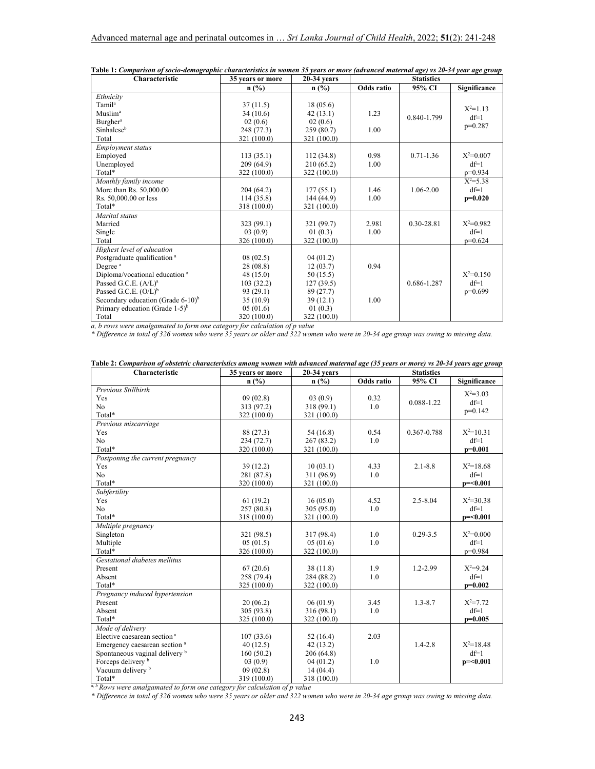**Table 1:** ***Comparison of socio-demographic characteristics in women 35 years or more (advanced maternal age) vs 20-34 year age group***

| Characteristic | 35 years or more | 20-34 years | Statistics | | |
|---|---|---|---|---|---|
| | n (%) | n (%) | Odds ratio | 95% CI | Significance |
| *Ethnicity* | | | | | |
| Tamil[a] | 37 (11.5) | 18 (05.6) | | | |
| Muslim[a] | 34 (10.6) | 42 (13.1) | 1.23 | 0.840-1.799 | $X^2$=1.13 df=1 p=0.287 |
| Burgher[a] | 02 (0.6) | 02 (0.6) | | | |
| Sinhalese[b] | 248 (77.3) | 259 (80.7) | 1.00 | | |
| Total | 321 (100.0) | 321 (100.0) | | | |
| *Employment status* | | | | | |
| Employed | 113 (35.1) | 112 (34.8) | 0.98 | 0.71-1.36 | $X^2$=0.007 |
| Unemployed | 209 (64.9) | 210 (65.2) | 1.00 | | df=1 |
| Total* | 322 (100.0) | 322 (100.0) | | | p=0.934 |
| *Monthly family income* | | | | | $X^2$=5.38 |
| More than Rs. 50,000.00 | 204 (64.2) | 177 (55.1) | 1.46 | 1.06-2.00 | df=1 |
| Rs. 50,000.00 or less | 114 (35.8) | 144 (44.9) | 1.00 | | **p=0.020** |
| Total* | 318 (100.0) | 321 (100.0) | | | |
| *Marital status* | | | | | |
| Married | 323 (99.1) | 321 (99.7) | 2.981 | 0.30-28.81 | $X^2$=0.982 |
| Single | 03 (0.9) | 01 (0.3) | 1.00 | | df=1 |
| Total | 326 (100.0) | 322 (100.0) | | | p=0.624 |
| *Highest level of education* | | | | | |
| Postgraduate qualification [a] | 08 (02.5) | 04 (01.2) | | | |
| Degree [a] | 28 (08.8) | 12 (03.7) | 0.94 | | |
| Diploma/vocational education [a] | 48 (15.0) | 50 (15.5) | | | $X^2$=0.150 |
| Passed G.C.E. (A/L)[a] | 103 (32.2) | 127 (39.5) | | 0.686-1.287 | df=1 |
| Passed G.C.E. (O/L)[b] | 93 (29.1) | 89 (27.7) | | | p=0.699 |
| Secondary education (Grade 6-10)[b] | 35 (10.9) | 39 (12.1) | 1.00 | | |
| Primary education (Grade 1-5)[b] | 05 (01.6) | 01 (0.3) | | | |
| Total | 320 (100.0) | 322 (100.0) | | | |

*a, b rows were amalgamated to form one category for calculation of p value*

*\* Difference in total of 326 women who were 35 years or older and 322 women who were in 20-34 age group was owing to missing data.*

**Table 2:** ***Comparison of obstetric characteristics among women with advanced maternal age (35 years or more) vs 20-34 years age group***

| Characteristic | 35 years or more | 20-34 years | Statistics | | |
|---|---|---|---|---|---|
| | n (%) | n (%) | Odds ratio | 95% CI | Significance |
| *Previous Stillbirth* | | | | | |
| Yes | 09 (02.8) | 03 (0.9) | 0.32 | 0.088-1.22 | $X^2$=3.03 df=1 p=0.142 |
| No | 313 (97.2) | 318 (99.1) | 1.0 | | |
| Total* | 322 (100.0) | 321 (100.0) | | | |
| *Previous miscarriage* | | | | | |
| Yes | 88 (27.3) | 54 (16.8) | 0.54 | 0.367-0.788 | $X^2$=10.31 |
| No | 234 (72.7) | 267 (83.2) | 1.0 | | df=1 |
| Total* | 320 (100.0) | 321 (100.0) | | | **p=0.001** |
| *Postponing the current pregnancy* | | | | | |
| Yes | 39 (12.2) | 10 (03.1) | 4.33 | 2.1-8.8 | $X^2$=18.68 |
| No | 281 (87.8) | 311 (96.9) | 1.0 | | df=1 |
| Total* | 320 (100.0) | 321 (100.0) | | | **p=<0.001** |
| *Subfertility* | | | | | |
| Yes | 61 (19.2) | 16 (05.0) | 4.52 | 2.5-8.04 | $X^2$=30.38 |
| No | 257 (80.8) | 305 (95.0) | 1.0 | | df=1 |
| Total* | 318 (100.0) | 321 (100.0) | | | **p=<0.001** |
| *Multiple pregnancy* | | | | | |
| Singleton | 321 (98.5) | 317 (98.4) | 1.0 | 0.29-3.5 | $X^2$=0.000 |
| Multiple | 05 (01.5) | 05 (01.6) | 1.0 | | df=1 |
| Total* | 326 (100.0) | 322 (100.0) | | | p=0.984 |
| *Gestational diabetes mellitus* | | | | | |
| Present | 67 (20.6) | 38 (11.8) | 1.9 | 1.2-2.99 | $X^2$=9.24 |
| Absent | 258 (79.4) | 284 (88.2) | 1.0 | | df=1 |
| Total* | 325 (100.0) | 322 (100.0) | | | **p=0.002** |
| *Pregnancy induced hypertension* | | | | | |
| Present | 20 (06.2) | 06 (01.9) | 3.45 | 1.3-8.7 | $X^2$=7.72 |
| Absent | 305 (93.8) | 316 (98.1) | 1.0 | | df=1 |
| Total* | 325 (100.0) | 322 (100.0) | | | **p=0.005** |
| *Mode of delivery* | | | | | |
| Elective caesarean section [a] | 107 (33.6) | 52 (16.4) | 2.03 | | |
| Emergency caesarean section [a] | 40 (12.5) | 42 (13.2) | | 1.4-2.8 | $X^2$=18.48 |
| Spontaneous vaginal delivery [b] | 160 (50.2) | 206 (64.8) | | | df=1 |
| Forceps delivery [b] | 03 (0.9) | 04 (01.2) | 1.0 | | **p=<0.001** |
| Vacuum delivery [b] | 09 (02.8) | 14 (04.4) | | | |
| Total* | 319 (100.0) | 318 (100.0) | | | |

*[a, b] Rows were amalgamated to form one category for calculation of p value*

*\* Difference in total of 326 women who were 35 years or older and 322 women who were in 20-34 age group was owing to missing data.*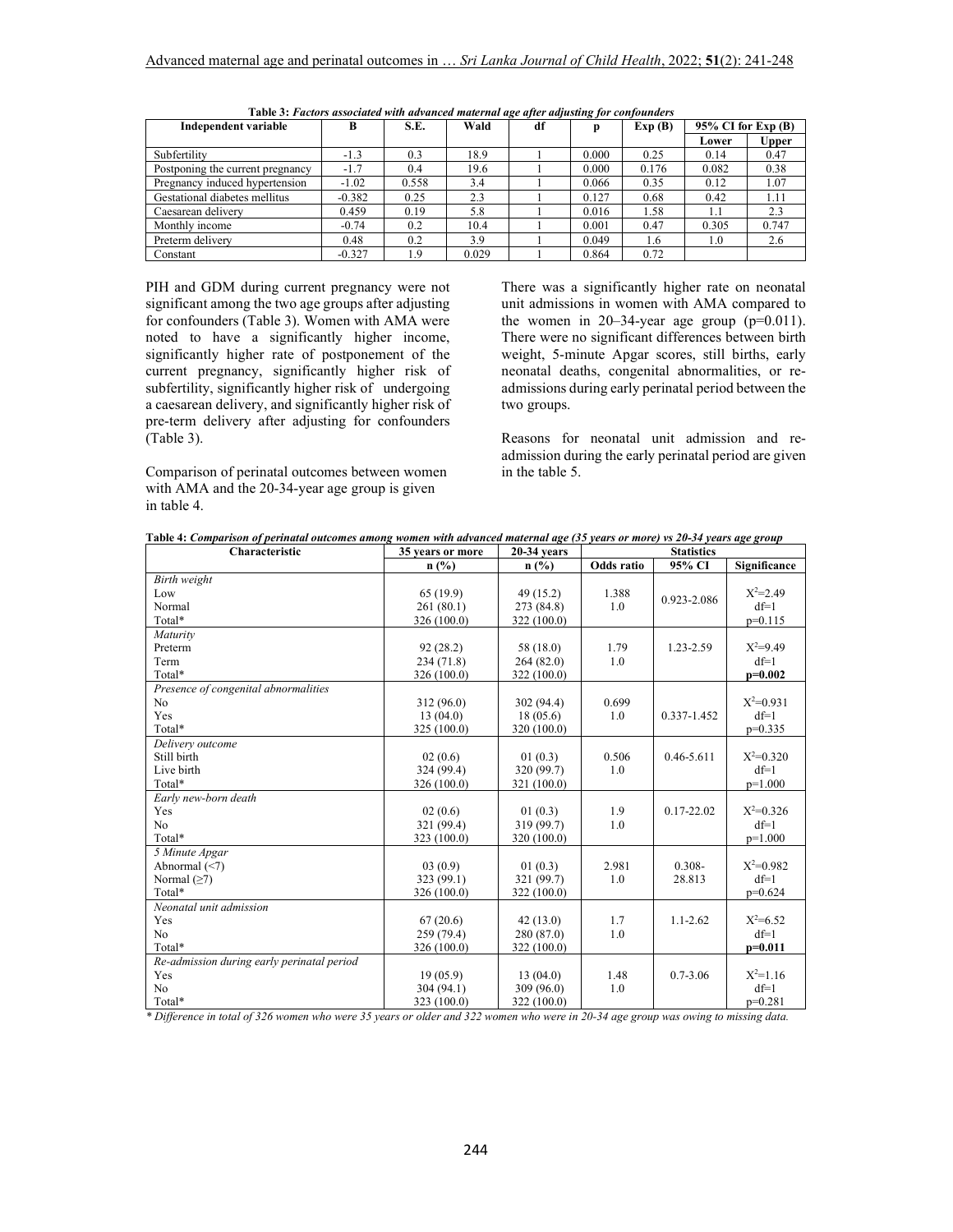**Table 3:** *Factors associated with advanced maternal age after adjusting for confounders*

| Independent variable | B | S.E. | Wald | df | p | Exp (B) | 95% CI for Exp (B) | |
|---|---|---|---|---|---|---|---|---|
| | | | | | | | Lower | Upper |
| Subfertility | -1.3 | 0.3 | 18.9 | 1 | 0.000 | 0.25 | 0.14 | 0.47 |
| Postponing the current pregnancy | -1.7 | 0.4 | 19.6 | 1 | 0.000 | 0.176 | 0.082 | 0.38 |
| Pregnancy induced hypertension | -1.02 | 0.558 | 3.4 | 1 | 0.066 | 0.35 | 0.12 | 1.07 |
| Gestational diabetes mellitus | -0.382 | 0.25 | 2.3 | 1 | 0.127 | 0.68 | 0.42 | 1.11 |
| Caesarean delivery | 0.459 | 0.19 | 5.8 | 1 | 0.016 | 1.58 | 1.1 | 2.3 |
| Monthly income | -0.74 | 0.2 | 10.4 | 1 | 0.001 | 0.47 | 0.305 | 0.747 |
| Preterm delivery | 0.48 | 0.2 | 3.9 | 1 | 0.049 | 1.6 | 1.0 | 2.6 |
| Constant | -0.327 | 1.9 | 0.029 | 1 | 0.864 | 0.72 | | |

PIH and GDM during current pregnancy were not significant among the two age groups after adjusting for confounders (Table 3). Women with AMA were noted to have a significantly higher income, significantly higher rate of postponement of the current pregnancy, significantly higher risk of subfertility, significantly higher risk of undergoing a caesarean delivery, and significantly higher risk of pre-term delivery after adjusting for confounders (Table 3).

Comparison of perinatal outcomes between women with AMA and the 20-34-year age group is given in table 4.

There was a significantly higher rate on neonatal unit admissions in women with AMA compared to the women in 20–34-year age group (p=0.011). There were no significant differences between birth weight, 5-minute Apgar scores, still births, early neonatal deaths, congenital abnormalities, or re-admissions during early perinatal period between the two groups.

Reasons for neonatal unit admission and re-admission during the early perinatal period are given in the table 5.

**Table 4:** *Comparison of perinatal outcomes among women with advanced maternal age (35 years or more) vs 20-34 years age group*

| Characteristic | 35 years or more | 20-34 years | Statistics | | |
|---|---|---|---|---|---|
| | n (%) | n (%) | Odds ratio | 95% CI | Significance |
| *Birth weight* | | | | | |
| Low | 65 (19.9) | 49 (15.2) | 1.388 | 0.923-2.086 | $X^2$=2.49 |
| Normal | 261 (80.1) | 273 (84.8) | 1.0 | | df=1 |
| Total* | 326 (100.0) | 322 (100.0) | | | p=0.115 |
| *Maturity* | | | | | |
| Preterm | 92 (28.2) | 58 (18.0) | 1.79 | 1.23-2.59 | $X^2$=9.49 |
| Term | 234 (71.8) | 264 (82.0) | 1.0 | | df=1 |
| Total* | 326 (100.0) | 322 (100.0) | | | **p=0.002** |
| *Presence of congenital abnormalities* | | | | | |
| No | 312 (96.0) | 302 (94.4) | 0.699 | | $X^2$=0.931 |
| Yes | 13 (04.0) | 18 (05.6) | 1.0 | 0.337-1.452 | df=1 |
| Total* | 325 (100.0) | 320 (100.0) | | | p=0.335 |
| *Delivery outcome* | | | | | |
| Still birth | 02 (0.6) | 01 (0.3) | 0.506 | 0.46-5.611 | $X^2$=0.320 |
| Live birth | 324 (99.4) | 320 (99.7) | 1.0 | | df=1 |
| Total* | 326 (100.0) | 321 (100.0) | | | p=1.000 |
| *Early new-born death* | | | | | |
| Yes | 02 (0.6) | 01 (0.3) | 1.9 | 0.17-22.02 | $X^2$=0.326 |
| No | 321 (99.4) | 319 (99.7) | 1.0 | | df=1 |
| Total* | 323 (100.0) | 320 (100.0) | | | p=1.000 |
| *5 Minute Apgar* | | | | | |
| Abnormal (<7) | 03 (0.9) | 01 (0.3) | 2.981 | 0.308-28.813 | $X^2$=0.982 |
| Normal (≥7) | 323 (99.1) | 321 (99.7) | 1.0 | | df=1 |
| Total* | 326 (100.0) | 322 (100.0) | | | p=0.624 |
| *Neonatal unit admission* | | | | | |
| Yes | 67 (20.6) | 42 (13.0) | 1.7 | 1.1-2.62 | $X^2$=6.52 |
| No | 259 (79.4) | 280 (87.0) | 1.0 | | df=1 |
| Total* | 326 (100.0) | 322 (100.0) | | | **p=0.011** |
| *Re-admission during early perinatal period* | | | | | |
| Yes | 19 (05.9) | 13 (04.0) | 1.48 | 0.7-3.06 | $X^2$=1.16 |
| No | 304 (94.1) | 309 (96.0) | 1.0 | | df=1 |
| Total* | 323 (100.0) | 322 (100.0) | | | p=0.281 |

*\* Difference in total of 326 women who were 35 years or older and 322 women who were in 20-34 age group was owing to missing data.*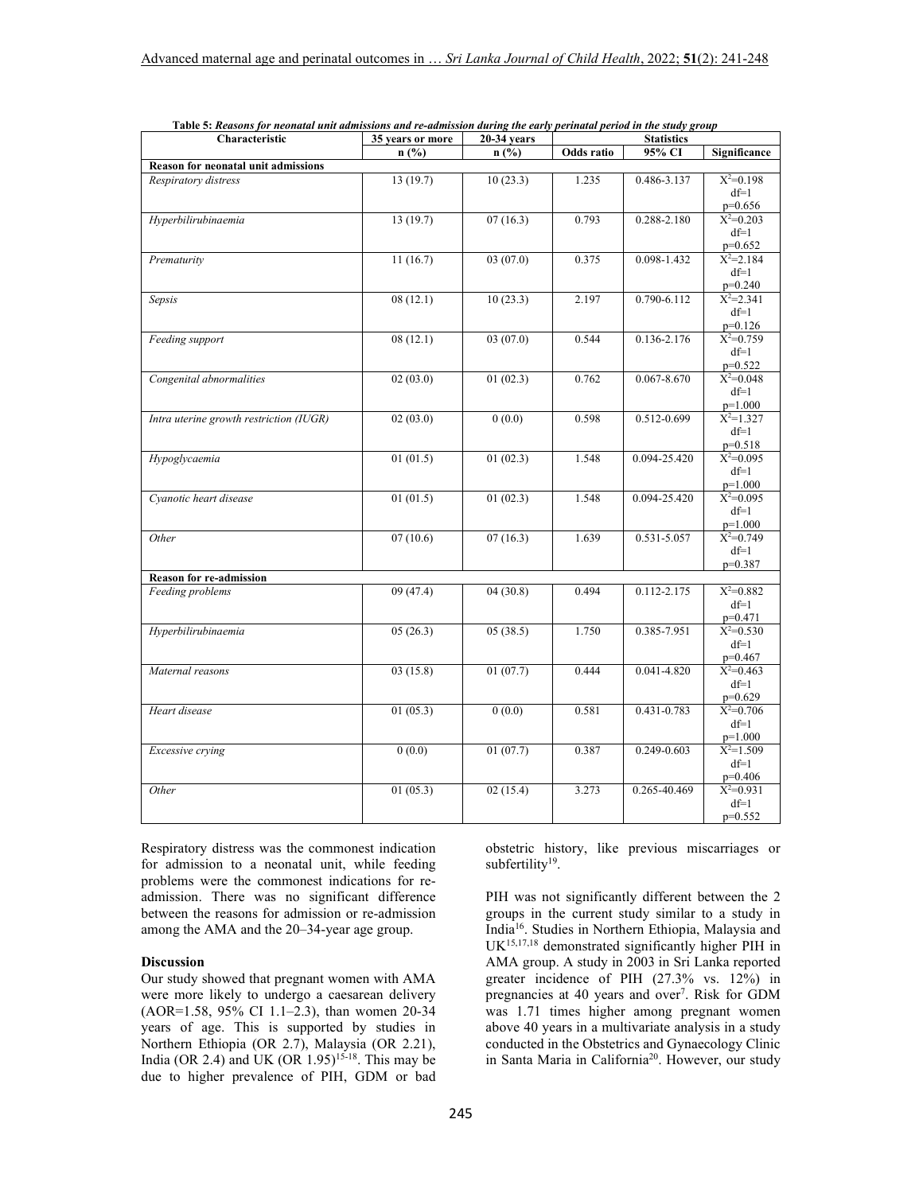**Table 5: *Reasons for neonatal unit admissions and re-admission during the early perinatal period in the study group***

| Characteristic | 35 years or more | 20-34 years | Statistics | | |
|---|---|---|---|---|---|
| | n (%) | n (%) | Odds ratio | 95% CI | Significance |
| **Reason for neonatal unit admissions** | | | | | |
| *Respiratory distress* | 13 (19.7) | 10 (23.3) | 1.235 | 0.486-3.137 | $X^2$=0.198 df=1 p=0.656 |
| *Hyperbilirubinaemia* | 13 (19.7) | 07 (16.3) | 0.793 | 0.288-2.180 | $X^2$=0.203 df=1 p=0.652 |
| *Prematurity* | 11 (16.7) | 03 (07.0) | 0.375 | 0.098-1.432 | $X^2$=2.184 df=1 p=0.240 |
| *Sepsis* | 08 (12.1) | 10 (23.3) | 2.197 | 0.790-6.112 | $X^2$=2.341 df=1 p=0.126 |
| *Feeding support* | 08 (12.1) | 03 (07.0) | 0.544 | 0.136-2.176 | $X^2$=0.759 df=1 p=0.522 |
| *Congenital abnormalities* | 02 (03.0) | 01 (02.3) | 0.762 | 0.067-8.670 | $X^2$=0.048 df=1 p=1.000 |
| *Intra uterine growth restriction (IUGR)* | 02 (03.0) | 0 (0.0) | 0.598 | 0.512-0.699 | $X^2$=1.327 df=1 p=0.518 |
| *Hypoglycaemia* | 01 (01.5) | 01 (02.3) | 1.548 | 0.094-25.420 | $X^2$=0.095 df=1 p=1.000 |
| *Cyanotic heart disease* | 01 (01.5) | 01 (02.3) | 1.548 | 0.094-25.420 | $X^2$=0.095 df=1 p=1.000 |
| *Other* | 07 (10.6) | 07 (16.3) | 1.639 | 0.531-5.057 | $X^2$=0.749 df=1 p=0.387 |
| **Reason for re-admission** | | | | | |
| *Feeding problems* | 09 (47.4) | 04 (30.8) | 0.494 | 0.112-2.175 | $X^2$=0.882 df=1 p=0.471 |
| *Hyperbilirubinaemia* | 05 (26.3) | 05 (38.5) | 1.750 | 0.385-7.951 | $X^2$=0.530 df=1 p=0.467 |
| *Maternal reasons* | 03 (15.8) | 01 (07.7) | 0.444 | 0.041-4.820 | $X^2$=0.463 df=1 p=0.629 |
| *Heart disease* | 01 (05.3) | 0 (0.0) | 0.581 | 0.431-0.783 | $X^2$=0.706 df=1 p=1.000 |
| *Excessive crying* | 0 (0.0) | 01 (07.7) | 0.387 | 0.249-0.603 | $X^2$=1.509 df=1 p=0.406 |
| *Other* | 01 (05.3) | 02 (15.4) | 3.273 | 0.265-40.469 | $X^2$=0.931 df=1 p=0.552 |

Respiratory distress was the commonest indication for admission to a neonatal unit, while feeding problems were the commonest indications for re-admission. There was no significant difference between the reasons for admission or re-admission among the AMA and the 20–34-year age group.

## Discussion

Our study showed that pregnant women with AMA were more likely to undergo a caesarean delivery (AOR=1.58, 95% CI 1.1–2.3), than women 20-34 years of age. This is supported by studies in Northern Ethiopia (OR 2.7), Malaysia (OR 2.21), India (OR 2.4) and UK (OR 1.95)[15-18]. This may be due to higher prevalence of PIH, GDM or bad obstetric history, like previous miscarriages or subfertility[19].

PIH was not significantly different between the 2 groups in the current study similar to a study in India[16]. Studies in Northern Ethiopia, Malaysia and UK[15,17,18] demonstrated significantly higher PIH in AMA group. A study in 2003 in Sri Lanka reported greater incidence of PIH (27.3% vs. 12%) in pregnancies at 40 years and over[7]. Risk for GDM was 1.71 times higher among pregnant women above 40 years in a multivariate analysis in a study conducted in the Obstetrics and Gynaecology Clinic in Santa Maria in California[20]. However, our study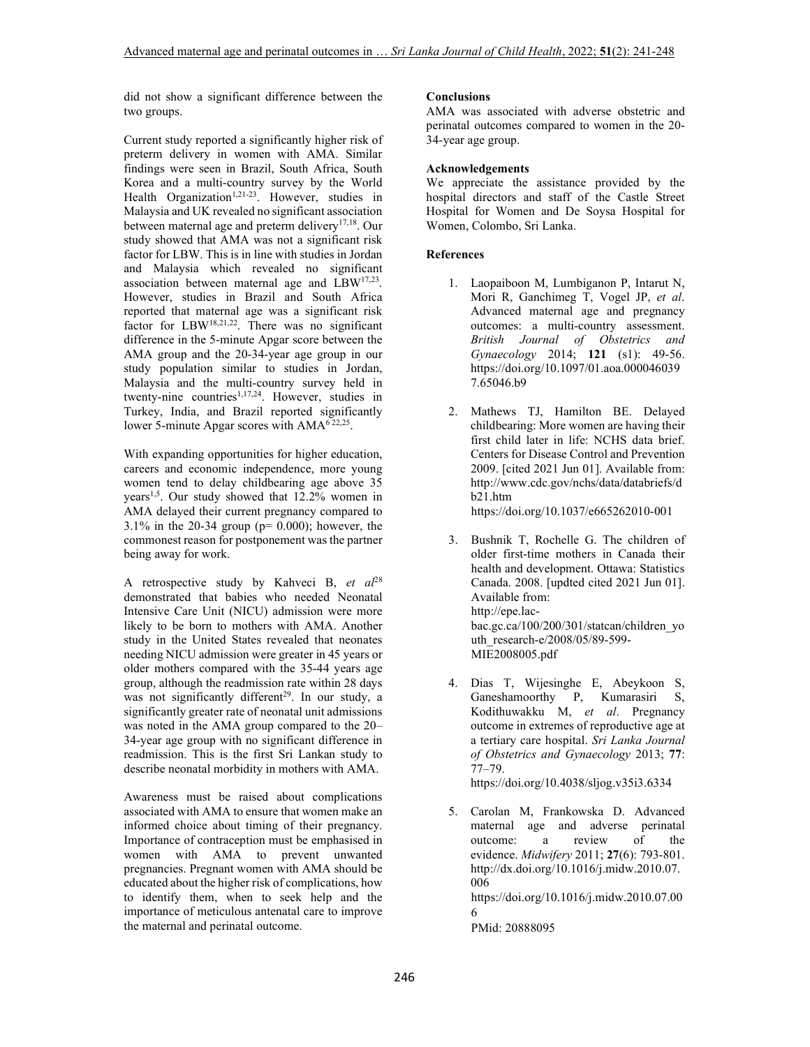did not show a significant difference between the two groups.

Current study reported a significantly higher risk of preterm delivery in women with AMA. Similar findings were seen in Brazil, South Africa, South Korea and a multi-country survey by the World Health Organization[1,21-23]. However, studies in Malaysia and UK revealed no significant association between maternal age and preterm delivery[17,18]. Our study showed that AMA was not a significant risk factor for LBW. This is in line with studies in Jordan and Malaysia which revealed no significant association between maternal age and LBW[17,23]. However, studies in Brazil and South Africa reported that maternal age was a significant risk factor for LBW[18,21,22]. There was no significant difference in the 5-minute Apgar score between the AMA group and the 20-34-year age group in our study population similar to studies in Jordan, Malaysia and the multi-country survey held in twenty-nine countries[1,17,24]. However, studies in Turkey, India, and Brazil reported significantly lower 5-minute Apgar scores with AMA[6 22,25].

With expanding opportunities for higher education, careers and economic independence, more young women tend to delay childbearing age above 35 years[1,5]. Our study showed that 12.2% women in AMA delayed their current pregnancy compared to 3.1% in the 20-34 group (p= 0.000); however, the commonest reason for postponement was the partner being away for work.

A retrospective study by Kahveci B, *et al*[28] demonstrated that babies who needed Neonatal Intensive Care Unit (NICU) admission were more likely to be born to mothers with AMA. Another study in the United States revealed that neonates needing NICU admission were greater in 45 years or older mothers compared with the 35-44 years age group, although the readmission rate within 28 days was not significantly different[29]. In our study, a significantly greater rate of neonatal unit admissions was noted in the AMA group compared to the 20–34-year age group with no significant difference in readmission. This is the first Sri Lankan study to describe neonatal morbidity in mothers with AMA.

Awareness must be raised about complications associated with AMA to ensure that women make an informed choice about timing of their pregnancy. Importance of contraception must be emphasised in women with AMA to prevent unwanted pregnancies. Pregnant women with AMA should be educated about the higher risk of complications, how to identify them, when to seek help and the importance of meticulous antenatal care to improve the maternal and perinatal outcome.

**Conclusions**

AMA was associated with adverse obstetric and perinatal outcomes compared to women in the 20-34-year age group.

**Acknowledgements**

We appreciate the assistance provided by the hospital directors and staff of the Castle Street Hospital for Women and De Soysa Hospital for Women, Colombo, Sri Lanka.

**References**

1. Laopaiboon M, Lumbiganon P, Intarut N, Mori R, Ganchimeg T, Vogel JP, *et al*. Advanced maternal age and pregnancy outcomes: a multi-country assessment. *British Journal of Obstetrics and Gynaecology* 2014; **121** (s1): 49-56. https://doi.org/10.1097/01.aoa.0000460397.65046.b9

2. Mathews TJ, Hamilton BE. Delayed childbearing: More women are having their first child later in life: NCHS data brief. Centers for Disease Control and Prevention 2009. [cited 2021 Jun 01]. Available from: http://www.cdc.gov/nchs/data/databriefs/db21.htm
https://doi.org/10.1037/e665262010-001

3. Bushnik T, Rochelle G. The children of older first-time mothers in Canada their health and development. Ottawa: Statistics Canada. 2008. [updted cited 2021 Jun 01]. Available from: http://epe.lac-bac.gc.ca/100/200/301/statcan/children_youth_research-e/2008/05/89-599-MIE2008005.pdf

4. Dias T, Wijesinghe E, Abeykoon S, Ganeshamoorthy P, Kumarasiri S, Kodithuwakku M, *et al*. Pregnancy outcome in extremes of reproductive age at a tertiary care hospital. *Sri Lanka Journal of Obstetrics and Gynaecology* 2013; **77**: 77–79.
https://doi.org/10.4038/sljog.v35i3.6334

5. Carolan M, Frankowska D. Advanced maternal age and adverse perinatal outcome: a review of the evidence. *Midwifery* 2011; **27**(6): 793-801. http://dx.doi.org/10.1016/j.midw.2010.07.006
https://doi.org/10.1016/j.midw.2010.07.006
PMid: 20888095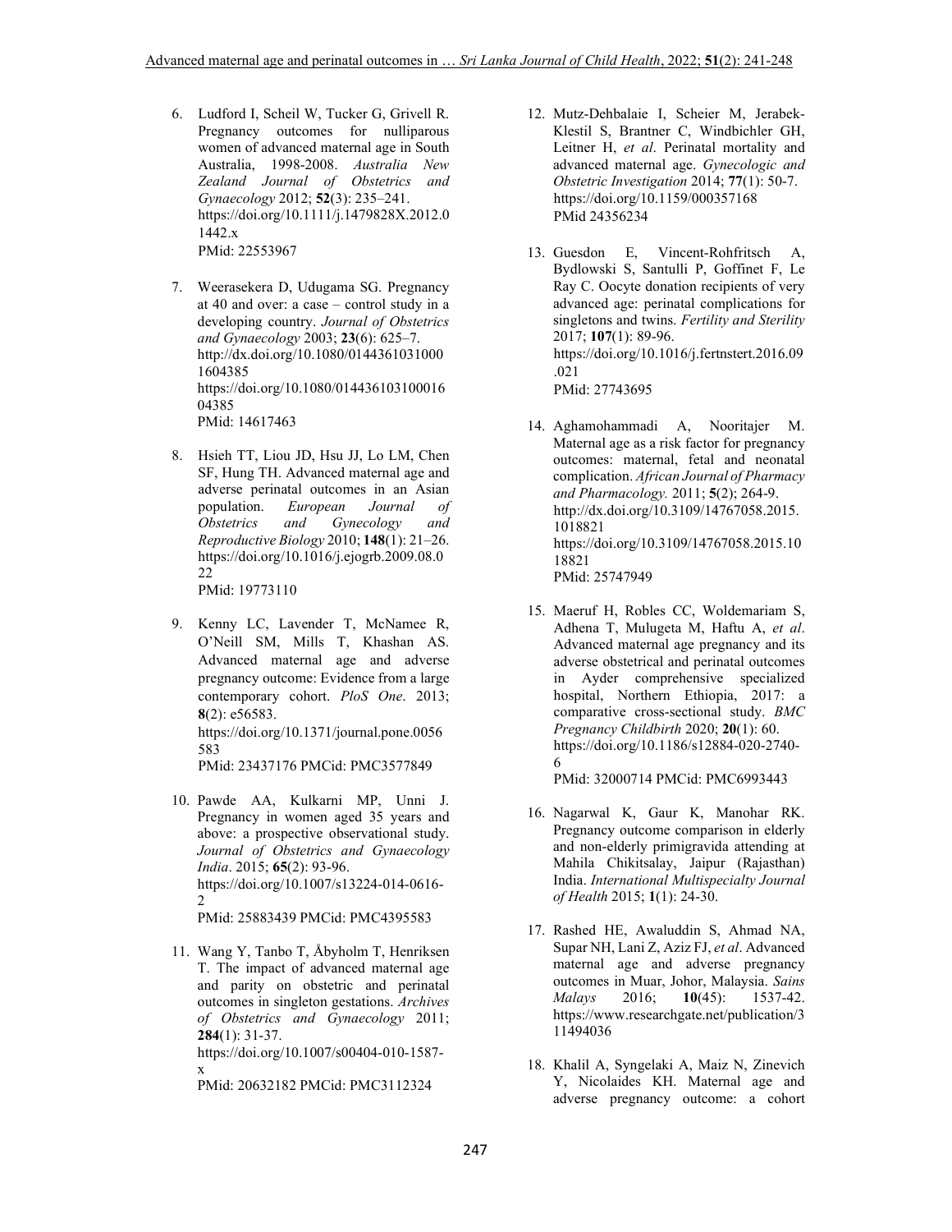6. Ludford I, Scheil W, Tucker G, Grivell R. Pregnancy outcomes for nulliparous women of advanced maternal age in South Australia, 1998-2008. *Australia New Zealand Journal of Obstetrics and Gynaecology* 2012; **52**(3): 235–241. https://doi.org/10.1111/j.1479828X.2012.01442.x
   PMid: 22553967

7. Weerasekera D, Udugama SG. Pregnancy at 40 and over: a case – control study in a developing country. *Journal of Obstetrics and Gynaecology* 2003; **23**(6): 625–7. http://dx.doi.org/10.1080/01443610310001604385
   https://doi.org/10.1080/01443610310001604385
   PMid: 14617463

8. Hsieh TT, Liou JD, Hsu JJ, Lo LM, Chen SF, Hung TH. Advanced maternal age and adverse perinatal outcomes in an Asian population. *European Journal of Obstetrics and Gynecology and Reproductive Biology* 2010; **148**(1): 21–26. https://doi.org/10.1016/j.ejogrb.2009.08.022
   PMid: 19773110

9. Kenny LC, Lavender T, McNamee R, O'Neill SM, Mills T, Khashan AS. Advanced maternal age and adverse pregnancy outcome: Evidence from a large contemporary cohort. *PloS One*. 2013; **8**(2): e56583.
   https://doi.org/10.1371/journal.pone.0056583
   PMid: 23437176 PMCid: PMC3577849

10. Pawde AA, Kulkarni MP, Unni J. Pregnancy in women aged 35 years and above: a prospective observational study. *Journal of Obstetrics and Gynaecology India*. 2015; **65**(2): 93-96.
    https://doi.org/10.1007/s13224-014-0616-2
    PMid: 25883439 PMCid: PMC4395583

11. Wang Y, Tanbo T, Åbyholm T, Henriksen T. The impact of advanced maternal age and parity on obstetric and perinatal outcomes in singleton gestations. *Archives of Obstetrics and Gynaecology* 2011; **284**(1): 31-37.
    https://doi.org/10.1007/s00404-010-1587-x
    PMid: 20632182 PMCid: PMC3112324

12. Mutz-Dehbalaie I, Scheier M, Jerabek-Klestil S, Brantner C, Windbichler GH, Leitner H, *et al*. Perinatal mortality and advanced maternal age. *Gynecologic and Obstetric Investigation* 2014; **77**(1): 50-7.
    https://doi.org/10.1159/000357168
    PMid 24356234

13. Guesdon E, Vincent-Rohfritsch A, Bydlowski S, Santulli P, Goffinet F, Le Ray C. Oocyte donation recipients of very advanced age: perinatal complications for singletons and twins. *Fertility and Sterility* 2017; **107**(1): 89-96.
    https://doi.org/10.1016/j.fertnstert.2016.09.021
    PMid: 27743695

14. Aghamohammadi A, Nooritajer M. Maternal age as a risk factor for pregnancy outcomes: maternal, fetal and neonatal complication. *African Journal of Pharmacy and Pharmacology.* 2011; **5**(2); 264-9.
    http://dx.doi.org/10.3109/14767058.2015.1018821
    https://doi.org/10.3109/14767058.2015.1018821
    PMid: 25747949

15. Maeruf H, Robles CC, Woldemariam S, Adhena T, Mulugeta M, Haftu A, *et al*. Advanced maternal age pregnancy and its adverse obstetrical and perinatal outcomes in Ayder comprehensive specialized hospital, Northern Ethiopia, 2017: a comparative cross-sectional study. *BMC Pregnancy Childbirth* 2020; **20**(1): 60.
    https://doi.org/10.1186/s12884-020-2740-6
    PMid: 32000714 PMCid: PMC6993443

16. Nagarwal K, Gaur K, Manohar RK. Pregnancy outcome comparison in elderly and non-elderly primigravida attending at Mahila Chikitsalay, Jaipur (Rajasthan) India. *International Multispecialty Journal of Health* 2015; **1**(1): 24-30.

17. Rashed HE, Awaluddin S, Ahmad NA, Supar NH, Lani Z, Aziz FJ, *et al*. Advanced maternal age and adverse pregnancy outcomes in Muar, Johor, Malaysia. *Sains Malays* 2016; **10**(45): 1537-42.
    https://www.researchgate.net/publication/311494036

18. Khalil A, Syngelaki A, Maiz N, Zinevich Y, Nicolaides KH. Maternal age and adverse pregnancy outcome: a cohort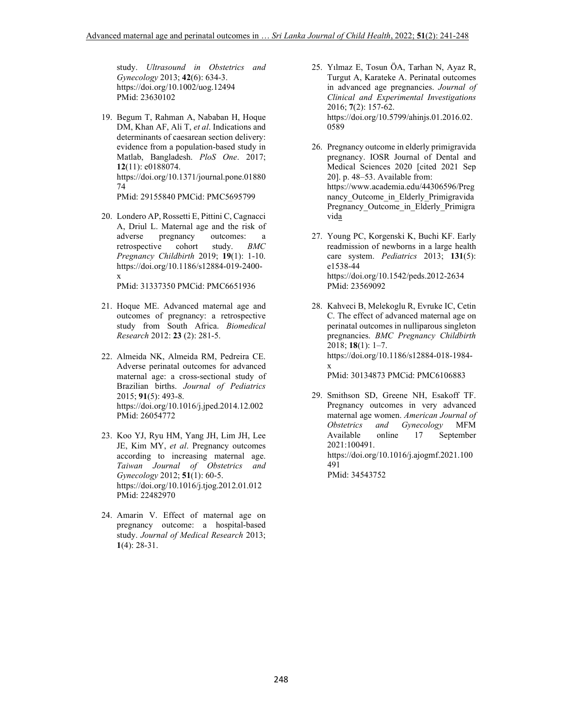study. *Ultrasound in Obstetrics and Gynecology* 2013; **42**(6): 634-3. https://doi.org/10.1002/uog.12494 PMid: 23630102

19. Begum T, Rahman A, Nababan H, Hoque DM, Khan AF, Ali T, *et al*. Indications and determinants of caesarean section delivery: evidence from a population-based study in Matlab, Bangladesh. *PloS One*. 2017; **12**(11): e0188074. https://doi.org/10.1371/journal.pone.0188074 PMid: 29155840 PMCid: PMC5695799

20. Londero AP, Rossetti E, Pittini C, Cagnacci A, Driul L. Maternal age and the risk of adverse pregnancy outcomes: a retrospective cohort study. *BMC Pregnancy Childbirth* 2019; **19**(1): 1-10. https://doi.org/10.1186/s12884-019-2400-x PMid: 31337350 PMCid: PMC6651936

21. Hoque ME. Advanced maternal age and outcomes of pregnancy: a retrospective study from South Africa. *Biomedical Research* 2012: **23** (2): 281-5.

22. Almeida NK, Almeida RM, Pedreira CE. Adverse perinatal outcomes for advanced maternal age: a cross-sectional study of Brazilian births. *Journal of Pediatrics* 2015; **91**(5): 493-8. https://doi.org/10.1016/j.jped.2014.12.002 PMid: 26054772

23. Koo YJ, Ryu HM, Yang JH, Lim JH, Lee JE, Kim MY, *et al*. Pregnancy outcomes according to increasing maternal age. *Taiwan Journal of Obstetrics and Gynecology* 2012; **51**(1): 60-5. https://doi.org/10.1016/j.tjog.2012.01.012 PMid: 22482970

24. Amarin V. Effect of maternal age on pregnancy outcome: a hospital-based study. *Journal of Medical Research* 2013; **1**(4): 28-31.

25. Yılmaz E, Tosun ÖA, Tarhan N, Ayaz R, Turgut A, Karateke A. Perinatal outcomes in advanced age pregnancies. *Journal of Clinical and Experimental Investigations* 2016; **7**(2): 157-62. https://doi.org/10.5799/ahinjs.01.2016.02.0589

26. Pregnancy outcome in elderly primigravida pregnancy. IOSR Journal of Dental and Medical Sciences 2020 [cited 2021 Sep 20]. p. 48–53. Available from: https://www.academia.edu/44306596/Pregnancy_Outcome_in_Elderly_Primigravida Pregnancy_Outcome_in_Elderly_Primigravida

27. Young PC, Korgenski K, Buchi KF. Early readmission of newborns in a large health care system. *Pediatrics* 2013; **131**(5): e1538-44 https://doi.org/10.1542/peds.2012-2634 PMid: 23569092

28. Kahveci B, Melekoglu R, Evruke IC, Cetin C. The effect of advanced maternal age on perinatal outcomes in nulliparous singleton pregnancies. *BMC Pregnancy Childbirth* 2018; **18**(1): 1–7. https://doi.org/10.1186/s12884-018-1984-x PMid: 30134873 PMCid: PMC6106883

29. Smithson SD, Greene NH, Esakoff TF. Pregnancy outcomes in very advanced maternal age women. *American Journal of Obstetrics and Gynecology* MFM Available online 17 September 2021:100491. https://doi.org/10.1016/j.ajogmf.2021.100491 PMid: 34543752